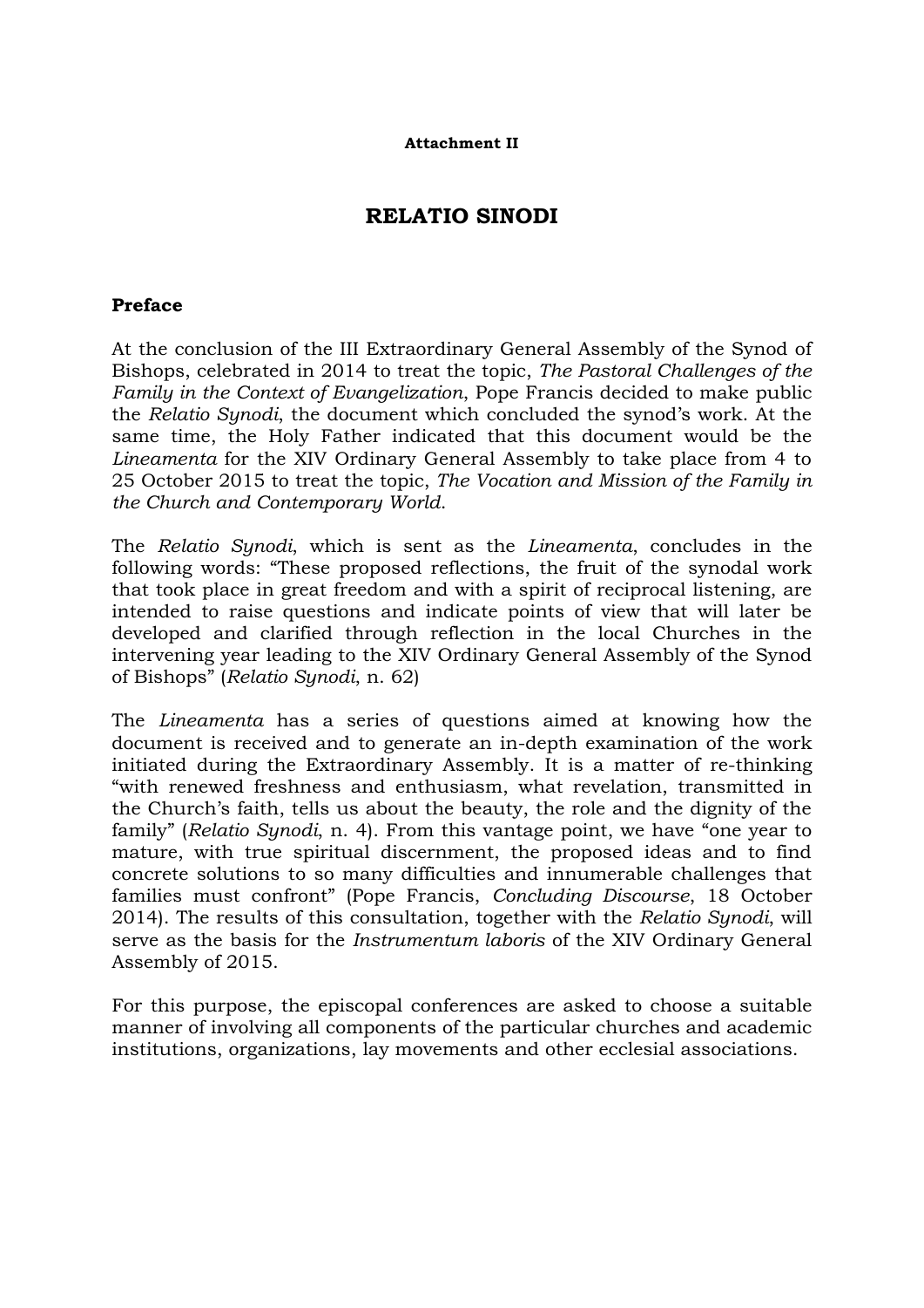**Attachment II**

# RELATIO SINODI

## Preface

At the conclusion of the III Extraordinary General Assembly of the Synod of Bishops, celebrated in 2014 to treat the topic, *The Pastoral Challenges of the Family in the Context of Evangelization*, Pope Francis decided to make public the *Relatio Synodi*, the document which concluded the synod's work. At the same time, the Holy Father indicated that this document would be the *Lineamenta* for the XIV Ordinary General Assembly to take place from 4 to 25 October 2015 to treat the topic, *The Vocation and Mission of the Family in the Church and Contemporary World*.

The *Relatio Synodi*, which is sent as the *Lineamenta*, concludes in the following words: "These proposed reflections, the fruit of the synodal work that took place in great freedom and with a spirit of reciprocal listening, are intended to raise questions and indicate points of view that will later be developed and clarified through reflection in the local Churches in the intervening year leading to the XIV Ordinary General Assembly of the Synod of Bishops" (*Relatio Synodi*, n. 62)

The *Lineamenta* has a series of questions aimed at knowing how the document is received and to generate an in-depth examination of the work initiated during the Extraordinary Assembly. It is a matter of re-thinking "with renewed freshness and enthusiasm, what revelation, transmitted in the Church's faith, tells us about the beauty, the role and the dignity of the family" (*Relatio Synodi*, n. 4). From this vantage point, we have "one year to mature, with true spiritual discernment, the proposed ideas and to find concrete solutions to so many difficulties and innumerable challenges that families must confront" (Pope Francis, *Concluding Discourse*, 18 October 2014). The results of this consultation, together with the *Relatio Synodi*, will serve as the basis for the *Instrumentum laboris* of the XIV Ordinary General Assembly of 2015.

For this purpose, the episcopal conferences are asked to choose a suitable manner of involving all components of the particular churches and academic institutions, organizations, lay movements and other ecclesial associations.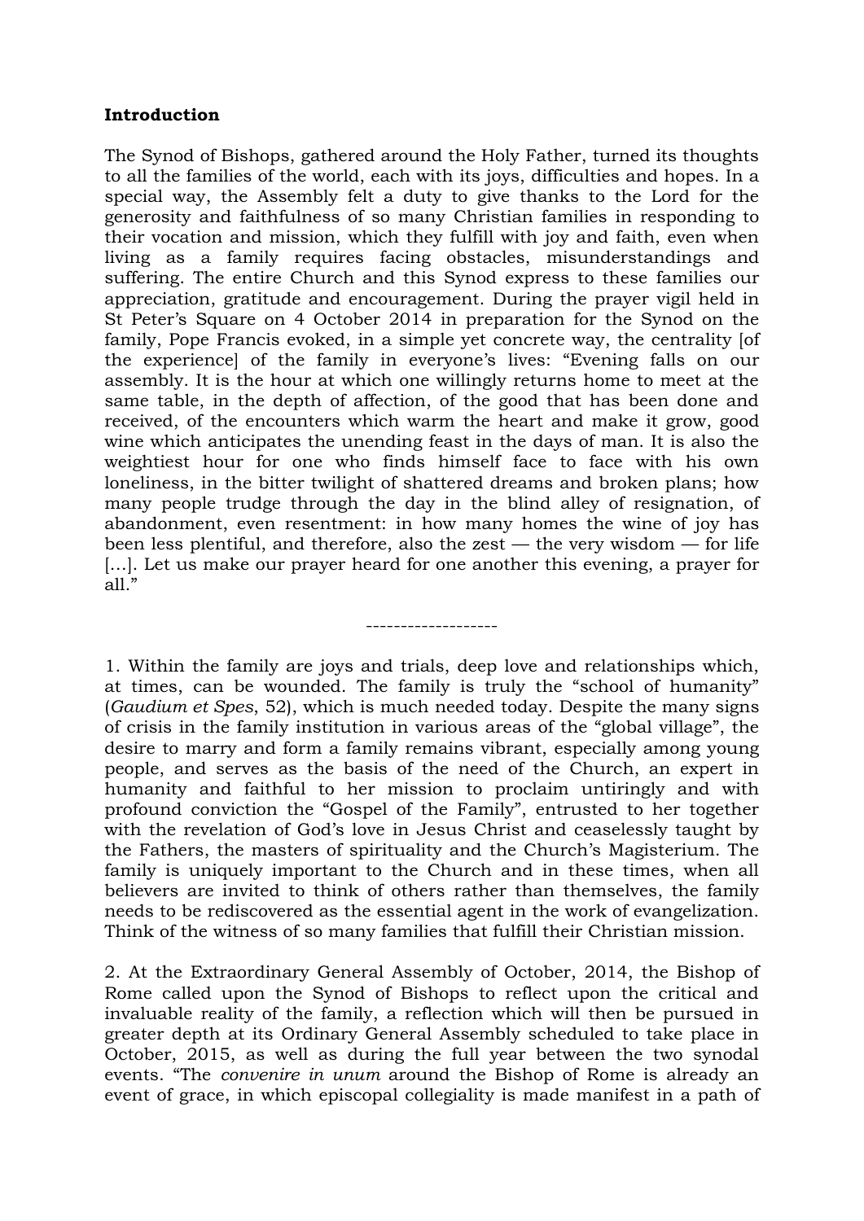**Introduction**

The Synod of Bishops, gathered around the Holy Father, turned its thoughts to all the families of the world, each with its joys, difficulties and hopes. In a special way, the Assembly felt a duty to give thanks to the Lord for the generosity and faithfulness of so many Christian families in responding to their vocation and mission, which they fulfill with joy and faith, even when living as a family requires facing obstacles, misunderstandings and suffering. The entire Church and this Synod express to these families our appreciation, gratitude and encouragement. During the prayer vigil held in St Peter's Square on 4 October 2014 in preparation for the Synod on the family, Pope Francis evoked, in a simple yet concrete way, the centrality [of the experience] of the family in everyone's lives: "Evening falls on our assembly. It is the hour at which one willingly returns home to meet at the same table, in the depth of affection, of the good that has been done and received, of the encounters which warm the heart and make it grow, good wine which anticipates the unending feast in the days of man. It is also the weightiest hour for one who finds himself face to face with his own loneliness, in the bitter twilight of shattered dreams and broken plans; how many people trudge through the day in the blind alley of resignation, of abandonment, even resentment: in how many homes the wine of joy has been less plentiful, and therefore, also the zest — the very wisdom — for life [...]. Let us make our prayer heard for one another this evening, a prayer for all."

-------------------

1. Within the family are joys and trials, deep love and relationships which, at times, can be wounded. The family is truly the "school of humanity" (*Gaudium et Spes*, 52), which is much needed today. Despite the many signs of crisis in the family institution in various areas of the "global village", the desire to marry and form a family remains vibrant, especially among young people, and serves as the basis of the need of the Church, an expert in humanity and faithful to her mission to proclaim untiringly and with profound conviction the "Gospel of the Family", entrusted to her together with the revelation of God's love in Jesus Christ and ceaselessly taught by the Fathers, the masters of spirituality and the Church's Magisterium. The family is uniquely important to the Church and in these times, when all believers are invited to think of others rather than themselves, the family needs to be rediscovered as the essential agent in the work of evangelization. Think of the witness of so many families that fulfill their Christian mission.

2. At the Extraordinary General Assembly of October, 2014, the Bishop of Rome called upon the Synod of Bishops to reflect upon the critical and invaluable reality of the family, a reflection which will then be pursued in greater depth at its Ordinary General Assembly scheduled to take place in October, 2015, as well as during the full year between the two synodal events. "The *convenire in unum* around the Bishop of Rome is already an event of grace, in which episcopal collegiality is made manifest in a path of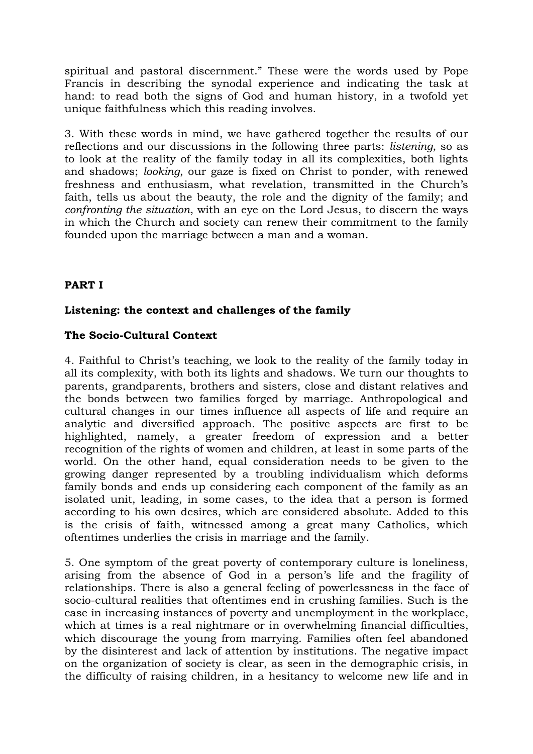spiritual and pastoral discernment." These were the words used by Pope Francis in describing the synodal experience and indicating the task at hand: to read both the signs of God and human history, in a twofold yet unique faithfulness which this reading involves.

3. With these words in mind, we have gathered together the results of our reflections and our discussions in the following three parts: *listening*, so as to look at the reality of the family today in all its complexities, both lights and shadows; *looking*, our gaze is fixed on Christ to ponder, with renewed freshness and enthusiasm, what revelation, transmitted in the Church's faith, tells us about the beauty, the role and the dignity of the family; and *confronting the situation*, with an eye on the Lord Jesus, to discern the ways in which the Church and society can renew their commitment to the family founded upon the marriage between a man and a woman.

## PART I

## Listening: the context and challenges of the family

### The Socio-Cultural Context

4. Faithful to Christ's teaching, we look to the reality of the family today in all its complexity, with both its lights and shadows. We turn our thoughts to parents, grandparents, brothers and sisters, close and distant relatives and the bonds between two families forged by marriage. Anthropological and cultural changes in our times influence all aspects of life and require an analytic and diversified approach. The positive aspects are first to be highlighted, namely, a greater freedom of expression and a better recognition of the rights of women and children, at least in some parts of the world. On the other hand, equal consideration needs to be given to the growing danger represented by a troubling individualism which deforms family bonds and ends up considering each component of the family as an isolated unit, leading, in some cases, to the idea that a person is formed according to his own desires, which are considered absolute. Added to this is the crisis of faith, witnessed among a great many Catholics, which oftentimes underlies the crisis in marriage and the family.

5. One symptom of the great poverty of contemporary culture is loneliness, arising from the absence of God in a person's life and the fragility of relationships. There is also a general feeling of powerlessness in the face of socio-cultural realities that oftentimes end in crushing families. Such is the case in increasing instances of poverty and unemployment in the workplace, which at times is a real nightmare or in overwhelming financial difficulties, which discourage the young from marrying. Families often feel abandoned by the disinterest and lack of attention by institutions. The negative impact on the organization of society is clear, as seen in the demographic crisis, in the difficulty of raising children, in a hesitancy to welcome new life and in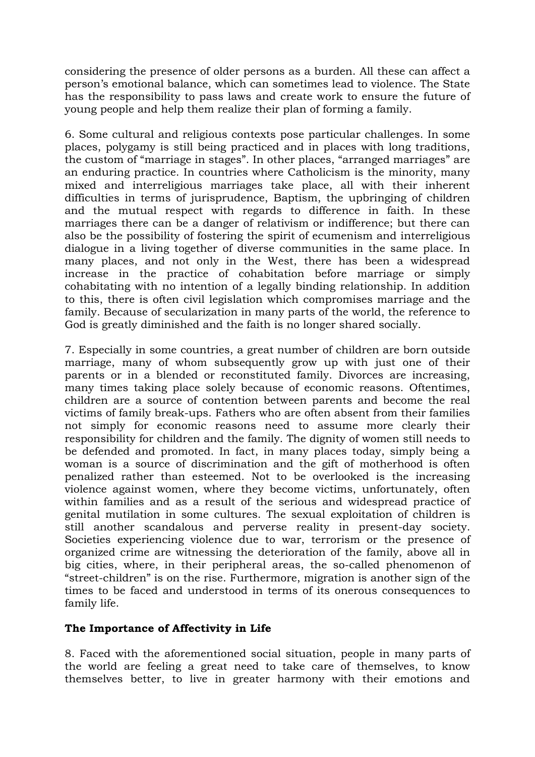considering the presence of older persons as a burden. All these can affect a person's emotional balance, which can sometimes lead to violence. The State has the responsibility to pass laws and create work to ensure the future of young people and help them realize their plan of forming a family.

6. Some cultural and religious contexts pose particular challenges. In some places, polygamy is still being practiced and in places with long traditions, the custom of "marriage in stages". In other places, "arranged marriages" are an enduring practice. In countries where Catholicism is the minority, many mixed and interreligious marriages take place, all with their inherent difficulties in terms of jurisprudence, Baptism, the upbringing of children and the mutual respect with regards to difference in faith. In these marriages there can be a danger of relativism or indifference; but there can also be the possibility of fostering the spirit of ecumenism and interreligious dialogue in a living together of diverse communities in the same place. In many places, and not only in the West, there has been a widespread increase in the practice of cohabitation before marriage or simply cohabitating with no intention of a legally binding relationship. In addition to this, there is often civil legislation which compromises marriage and the family. Because of secularization in many parts of the world, the reference to God is greatly diminished and the faith is no longer shared socially.

7. Especially in some countries, a great number of children are born outside marriage, many of whom subsequently grow up with just one of their parents or in a blended or reconstituted family. Divorces are increasing, many times taking place solely because of economic reasons. Oftentimes, children are a source of contention between parents and become the real victims of family break-ups. Fathers who are often absent from their families not simply for economic reasons need to assume more clearly their responsibility for children and the family. The dignity of women still needs to be defended and promoted. In fact, in many places today, simply being a woman is a source of discrimination and the gift of motherhood is often penalized rather than esteemed. Not to be overlooked is the increasing violence against women, where they become victims, unfortunately, often within families and as a result of the serious and widespread practice of genital mutilation in some cultures. The sexual exploitation of children is still another scandalous and perverse reality in present-day society. Societies experiencing violence due to war, terrorism or the presence of organized crime are witnessing the deterioration of the family, above all in big cities, where, in their peripheral areas, the so-called phenomenon of "street-children" is on the rise. Furthermore, migration is another sign of the times to be faced and understood in terms of its onerous consequences to family life.

**The Importance of Affectivity in Life**

8. Faced with the aforementioned social situation, people in many parts of the world are feeling a great need to take care of themselves, to know themselves better, to live in greater harmony with their emotions and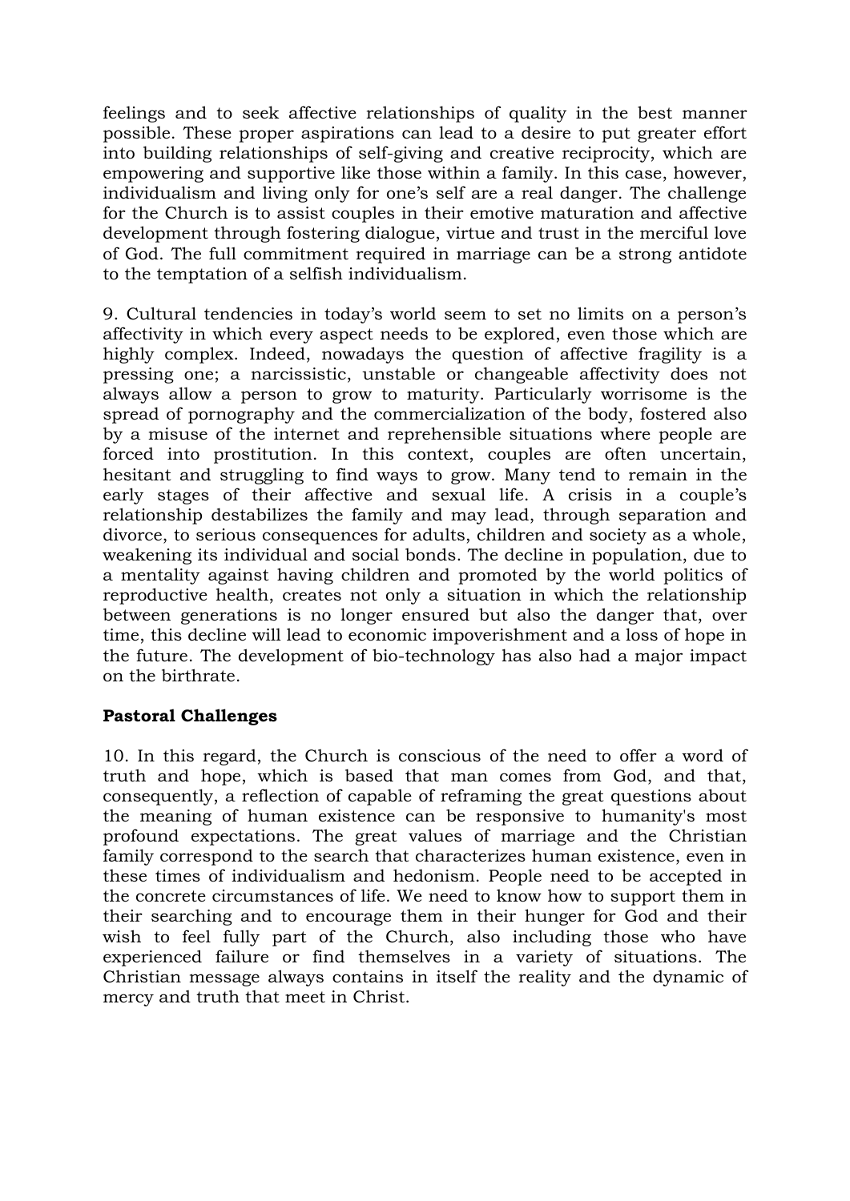feelings and to seek affective relationships of quality in the best manner possible. These proper aspirations can lead to a desire to put greater effort into building relationships of self-giving and creative reciprocity, which are empowering and supportive like those within a family. In this case, however, individualism and living only for one's self are a real danger. The challenge for the Church is to assist couples in their emotive maturation and affective development through fostering dialogue, virtue and trust in the merciful love of God. The full commitment required in marriage can be a strong antidote to the temptation of a selfish individualism.

9. Cultural tendencies in today's world seem to set no limits on a person's affectivity in which every aspect needs to be explored, even those which are highly complex. Indeed, nowadays the question of affective fragility is a pressing one; a narcissistic, unstable or changeable affectivity does not always allow a person to grow to maturity. Particularly worrisome is the spread of pornography and the commercialization of the body, fostered also by a misuse of the internet and reprehensible situations where people are forced into prostitution. In this context, couples are often uncertain, hesitant and struggling to find ways to grow. Many tend to remain in the early stages of their affective and sexual life. A crisis in a couple's relationship destabilizes the family and may lead, through separation and divorce, to serious consequences for adults, children and society as a whole, weakening its individual and social bonds. The decline in population, due to a mentality against having children and promoted by the world politics of reproductive health, creates not only a situation in which the relationship between generations is no longer ensured but also the danger that, over time, this decline will lead to economic impoverishment and a loss of hope in the future. The development of bio-technology has also had a major impact on the birthrate.

**Pastoral Challenges**

10. In this regard, the Church is conscious of the need to offer a word of truth and hope, which is based that man comes from God, and that, consequently, a reflection of capable of reframing the great questions about the meaning of human existence can be responsive to humanity's most profound expectations. The great values of marriage and the Christian family correspond to the search that characterizes human existence, even in these times of individualism and hedonism. People need to be accepted in the concrete circumstances of life. We need to know how to support them in their searching and to encourage them in their hunger for God and their wish to feel fully part of the Church, also including those who have experienced failure or find themselves in a variety of situations. The Christian message always contains in itself the reality and the dynamic of mercy and truth that meet in Christ.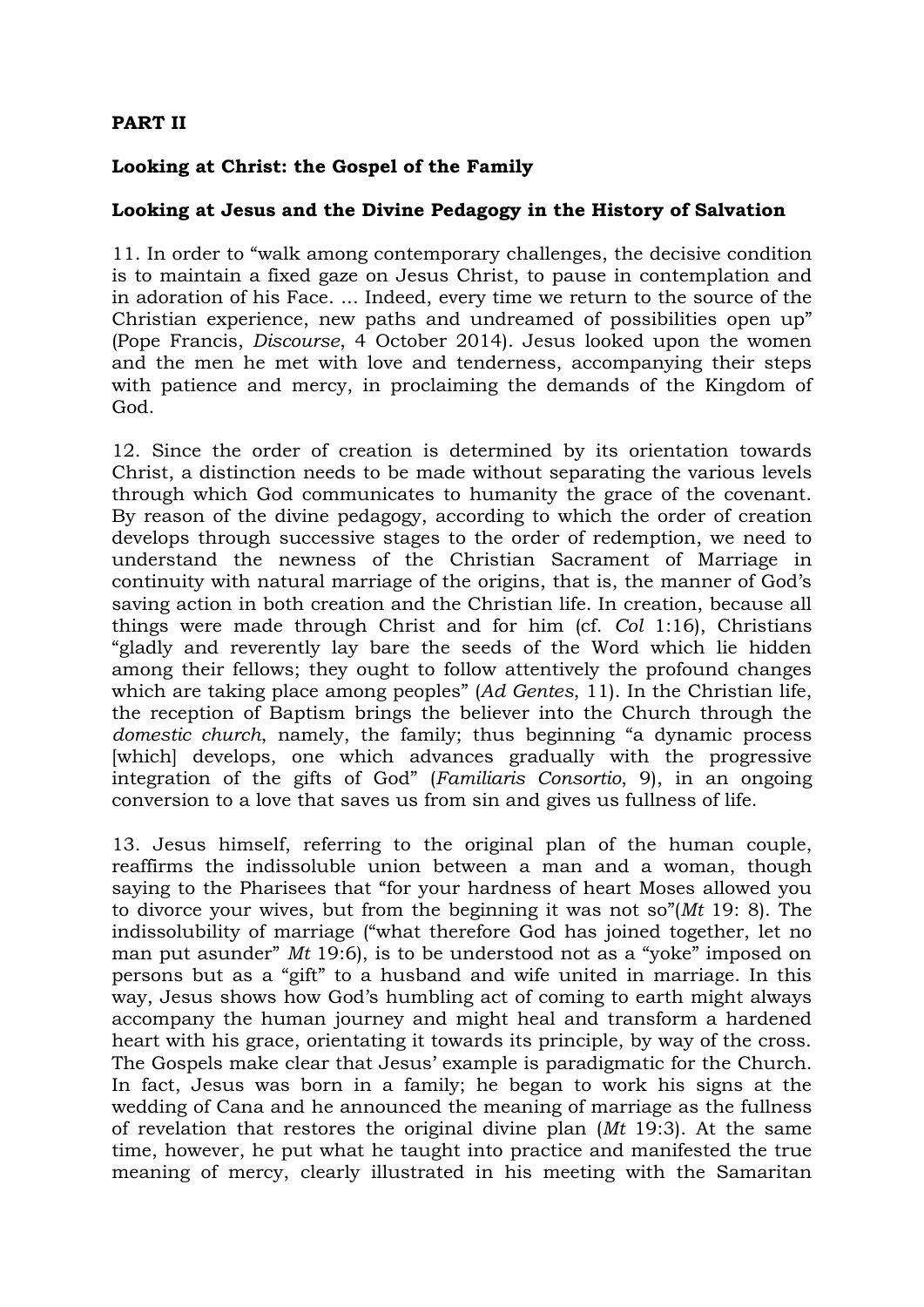**PART II**

**Looking at Christ: the Gospel of the Family**

**Looking at Jesus and the Divine Pedagogy in the History of Salvation**

11. In order to "walk among contemporary challenges, the decisive condition is to maintain a fixed gaze on Jesus Christ, to pause in contemplation and in adoration of his Face. ... Indeed, every time we return to the source of the Christian experience, new paths and undreamed of possibilities open up" (Pope Francis, *Discourse*, 4 October 2014). Jesus looked upon the women and the men he met with love and tenderness, accompanying their steps with patience and mercy, in proclaiming the demands of the Kingdom of God.

12. Since the order of creation is determined by its orientation towards Christ, a distinction needs to be made without separating the various levels through which God communicates to humanity the grace of the covenant. By reason of the divine pedagogy, according to which the order of creation develops through successive stages to the order of redemption, we need to understand the newness of the Christian Sacrament of Marriage in continuity with natural marriage of the origins, that is, the manner of God's saving action in both creation and the Christian life. In creation, because all things were made through Christ and for him (cf. *Col* 1:16), Christians "gladly and reverently lay bare the seeds of the Word which lie hidden among their fellows; they ought to follow attentively the profound changes which are taking place among peoples" (*Ad Gentes*, 11). In the Christian life, the reception of Baptism brings the believer into the Church through the *domestic church*, namely, the family; thus beginning "a dynamic process [which] develops, one which advances gradually with the progressive integration of the gifts of God" (*Familiaris Consortio*, 9), in an ongoing conversion to a love that saves us from sin and gives us fullness of life.

13. Jesus himself, referring to the original plan of the human couple, reaffirms the indissoluble union between a man and a woman, though saying to the Pharisees that "for your hardness of heart Moses allowed you to divorce your wives, but from the beginning it was not so"(*Mt* 19: 8). The indissolubility of marriage ("what therefore God has joined together, let no man put asunder" *Mt* 19:6), is to be understood not as a "yoke" imposed on persons but as a "gift" to a husband and wife united in marriage. In this way, Jesus shows how God's humbling act of coming to earth might always accompany the human journey and might heal and transform a hardened heart with his grace, orientating it towards its principle, by way of the cross. The Gospels make clear that Jesus' example is paradigmatic for the Church. In fact, Jesus was born in a family; he began to work his signs at the wedding of Cana and he announced the meaning of marriage as the fullness of revelation that restores the original divine plan (*Mt* 19:3). At the same time, however, he put what he taught into practice and manifested the true meaning of mercy, clearly illustrated in his meeting with the Samaritan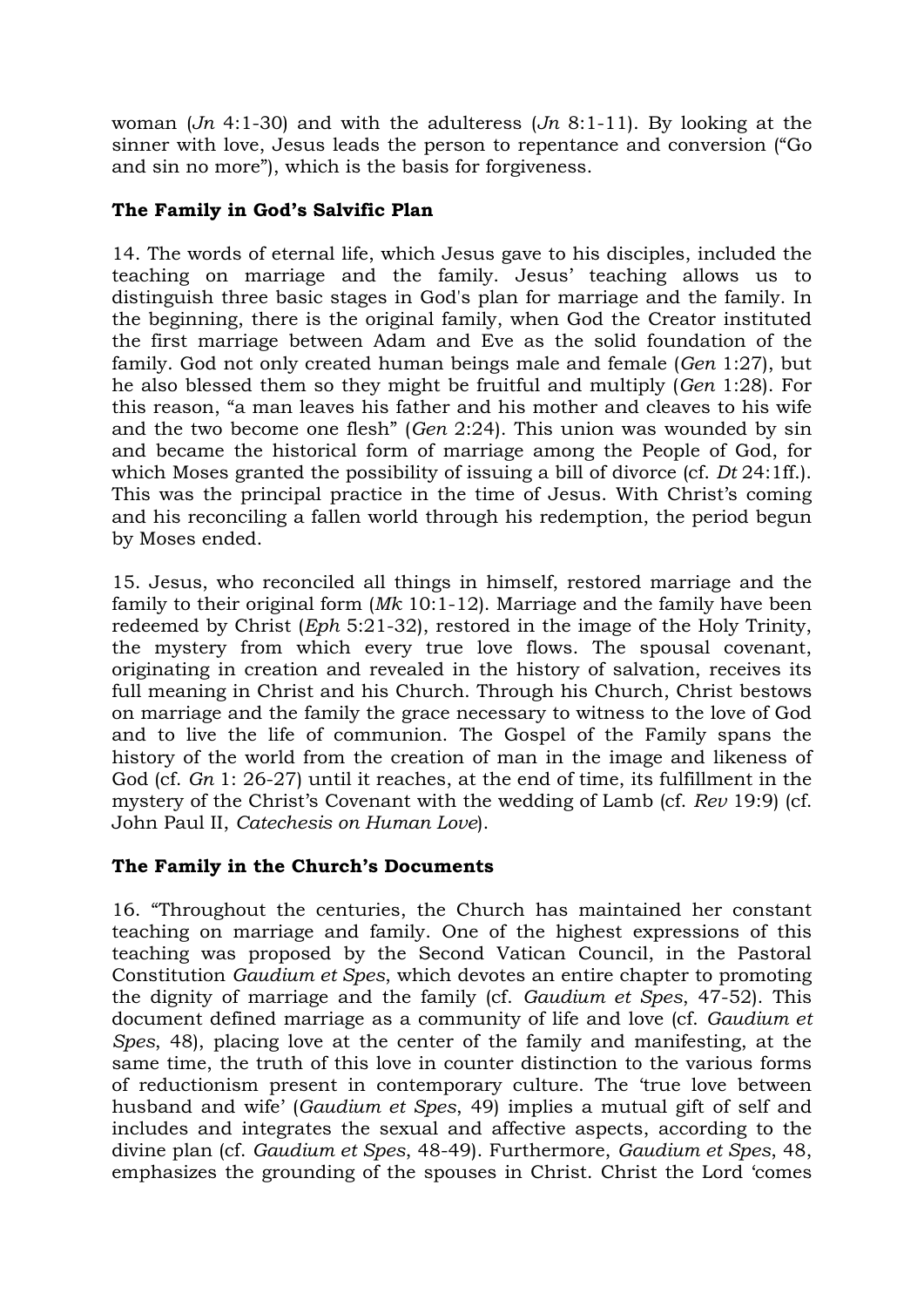woman (*Jn* 4:1-30) and with the adulteress (*Jn* 8:1-11). By looking at the sinner with love, Jesus leads the person to repentance and conversion ("Go and sin no more"), which is the basis for forgiveness.

**The Family in God's Salvific Plan**

14. The words of eternal life, which Jesus gave to his disciples, included the teaching on marriage and the family. Jesus' teaching allows us to distinguish three basic stages in God's plan for marriage and the family. In the beginning, there is the original family, when God the Creator instituted the first marriage between Adam and Eve as the solid foundation of the family. God not only created human beings male and female (*Gen* 1:27), but he also blessed them so they might be fruitful and multiply (*Gen* 1:28). For this reason, "a man leaves his father and his mother and cleaves to his wife and the two become one flesh" (*Gen* 2:24). This union was wounded by sin and became the historical form of marriage among the People of God, for which Moses granted the possibility of issuing a bill of divorce (cf. *Dt* 24:1ff.). This was the principal practice in the time of Jesus. With Christ's coming and his reconciling a fallen world through his redemption, the period begun by Moses ended.

15. Jesus, who reconciled all things in himself, restored marriage and the family to their original form (*Mk* 10:1-12). Marriage and the family have been redeemed by Christ (*Eph* 5:21-32), restored in the image of the Holy Trinity, the mystery from which every true love flows. The spousal covenant, originating in creation and revealed in the history of salvation, receives its full meaning in Christ and his Church. Through his Church, Christ bestows on marriage and the family the grace necessary to witness to the love of God and to live the life of communion. The Gospel of the Family spans the history of the world from the creation of man in the image and likeness of God (cf. *Gn* 1: 26-27) until it reaches, at the end of time, its fulfillment in the mystery of the Christ's Covenant with the wedding of Lamb (cf. *Rev* 19:9) (cf. John Paul II, *Catechesis on Human Love*).

**The Family in the Church's Documents**

16. "Throughout the centuries, the Church has maintained her constant teaching on marriage and family. One of the highest expressions of this teaching was proposed by the Second Vatican Council, in the Pastoral Constitution *Gaudium et Spes*, which devotes an entire chapter to promoting the dignity of marriage and the family (cf. *Gaudium et Spes*, 47-52). This document defined marriage as a community of life and love (cf. *Gaudium et Spes*, 48), placing love at the center of the family and manifesting, at the same time, the truth of this love in counter distinction to the various forms of reductionism present in contemporary culture. The 'true love between husband and wife' (*Gaudium et Spes*, 49) implies a mutual gift of self and includes and integrates the sexual and affective aspects, according to the divine plan (cf. *Gaudium et Spes*, 48-49). Furthermore, *Gaudium et Spes*, 48, emphasizes the grounding of the spouses in Christ. Christ the Lord 'comes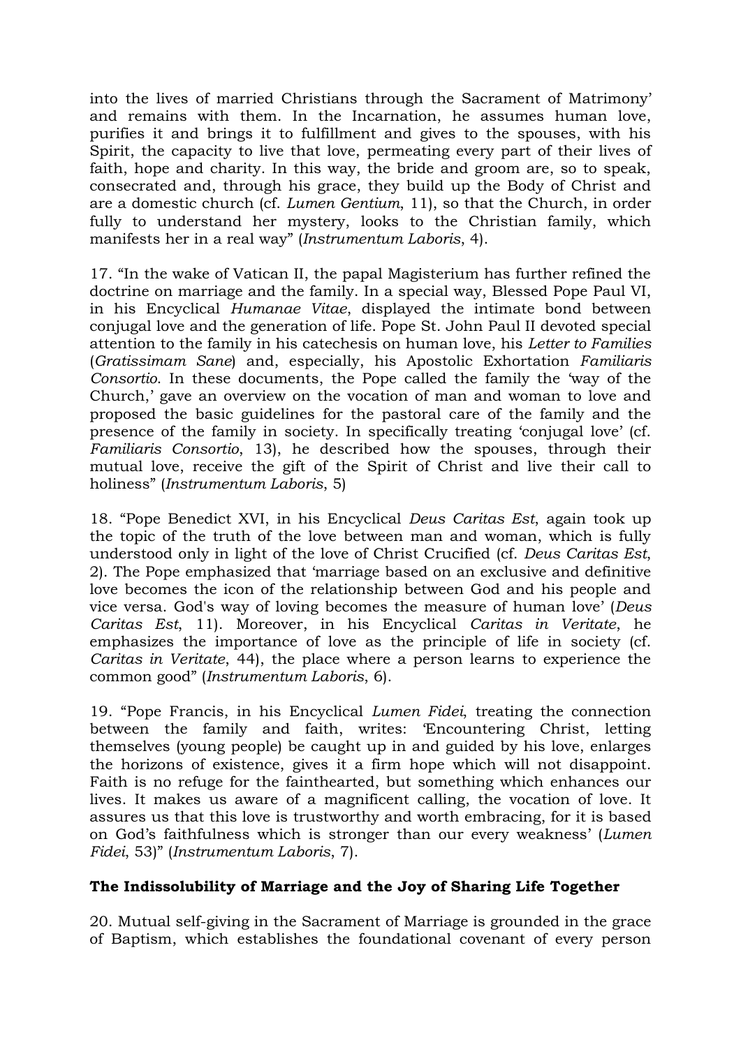into the lives of married Christians through the Sacrament of Matrimony' and remains with them. In the Incarnation, he assumes human love, purifies it and brings it to fulfillment and gives to the spouses, with his Spirit, the capacity to live that love, permeating every part of their lives of faith, hope and charity. In this way, the bride and groom are, so to speak, consecrated and, through his grace, they build up the Body of Christ and are a domestic church (cf. *Lumen Gentium*, 11), so that the Church, in order fully to understand her mystery, looks to the Christian family, which manifests her in a real way" (*Instrumentum Laboris*, 4).

17. "In the wake of Vatican II, the papal Magisterium has further refined the doctrine on marriage and the family. In a special way, Blessed Pope Paul VI, in his Encyclical *Humanae Vitae*, displayed the intimate bond between conjugal love and the generation of life. Pope St. John Paul II devoted special attention to the family in his catechesis on human love, his *Letter to Families* (*Gratissimam Sane*) and, especially, his Apostolic Exhortation *Familiaris Consortio*. In these documents, the Pope called the family the 'way of the Church,' gave an overview on the vocation of man and woman to love and proposed the basic guidelines for the pastoral care of the family and the presence of the family in society. In specifically treating 'conjugal love' (cf. *Familiaris Consortio*, 13), he described how the spouses, through their mutual love, receive the gift of the Spirit of Christ and live their call to holiness" (*Instrumentum Laboris*, 5)

18. "Pope Benedict XVI, in his Encyclical *Deus Caritas Est*, again took up the topic of the truth of the love between man and woman, which is fully understood only in light of the love of Christ Crucified (cf. *Deus Caritas Est*, 2). The Pope emphasized that 'marriage based on an exclusive and definitive love becomes the icon of the relationship between God and his people and vice versa. God's way of loving becomes the measure of human love' (*Deus Caritas Est*, 11). Moreover, in his Encyclical *Caritas in Veritate*, he emphasizes the importance of love as the principle of life in society (cf. *Caritas in Veritate*, 44), the place where a person learns to experience the common good" (*Instrumentum Laboris*, 6).

19. "Pope Francis, in his Encyclical *Lumen Fidei*, treating the connection between the family and faith, writes: 'Encountering Christ, letting themselves (young people) be caught up in and guided by his love, enlarges the horizons of existence, gives it a firm hope which will not disappoint. Faith is no refuge for the fainthearted, but something which enhances our lives. It makes us aware of a magnificent calling, the vocation of love. It assures us that this love is trustworthy and worth embracing, for it is based on God's faithfulness which is stronger than our every weakness' (*Lumen Fidei*, 53)" (*Instrumentum Laboris*, 7).

**The Indissolubility of Marriage and the Joy of Sharing Life Together**

20. Mutual self-giving in the Sacrament of Marriage is grounded in the grace of Baptism, which establishes the foundational covenant of every person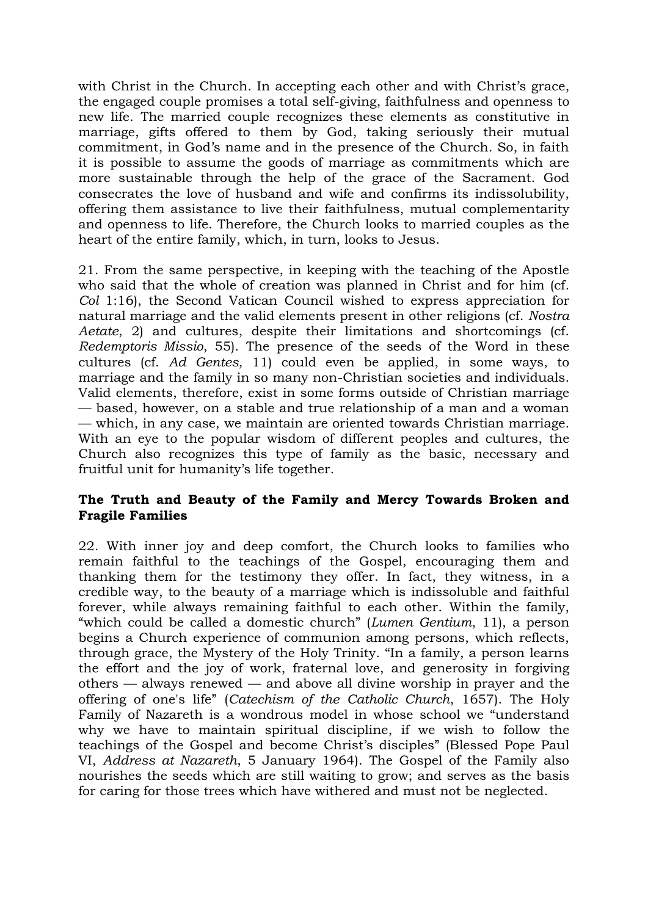with Christ in the Church. In accepting each other and with Christ's grace, the engaged couple promises a total self-giving, faithfulness and openness to new life. The married couple recognizes these elements as constitutive in marriage, gifts offered to them by God, taking seriously their mutual commitment, in God's name and in the presence of the Church. So, in faith it is possible to assume the goods of marriage as commitments which are more sustainable through the help of the grace of the Sacrament. God consecrates the love of husband and wife and confirms its indissolubility, offering them assistance to live their faithfulness, mutual complementarity and openness to life. Therefore, the Church looks to married couples as the heart of the entire family, which, in turn, looks to Jesus.

21. From the same perspective, in keeping with the teaching of the Apostle who said that the whole of creation was planned in Christ and for him (cf. *Col* 1:16), the Second Vatican Council wished to express appreciation for natural marriage and the valid elements present in other religions (cf. *Nostra Aetate*, 2) and cultures, despite their limitations and shortcomings (cf. *Redemptoris Missio*, 55). The presence of the seeds of the Word in these cultures (cf. *Ad Gentes*, 11) could even be applied, in some ways, to marriage and the family in so many non-Christian societies and individuals. Valid elements, therefore, exist in some forms outside of Christian marriage — based, however, on a stable and true relationship of a man and a woman — which, in any case, we maintain are oriented towards Christian marriage. With an eye to the popular wisdom of different peoples and cultures, the Church also recognizes this type of family as the basic, necessary and fruitful unit for humanity's life together.

### The Truth and Beauty of the Family and Mercy Towards Broken and Fragile Families

22. With inner joy and deep comfort, the Church looks to families who remain faithful to the teachings of the Gospel, encouraging them and thanking them for the testimony they offer. In fact, they witness, in a credible way, to the beauty of a marriage which is indissoluble and faithful forever, while always remaining faithful to each other. Within the family, "which could be called a domestic church" (*Lumen Gentium*, 11), a person begins a Church experience of communion among persons, which reflects, through grace, the Mystery of the Holy Trinity. "In a family, a person learns the effort and the joy of work, fraternal love, and generosity in forgiving others — always renewed — and above all divine worship in prayer and the offering of one's life" (*Catechism of the Catholic Church*, 1657). The Holy Family of Nazareth is a wondrous model in whose school we "understand why we have to maintain spiritual discipline, if we wish to follow the teachings of the Gospel and become Christ's disciples" (Blessed Pope Paul VI, *Address at Nazareth*, 5 January 1964). The Gospel of the Family also nourishes the seeds which are still waiting to grow; and serves as the basis for caring for those trees which have withered and must not be neglected.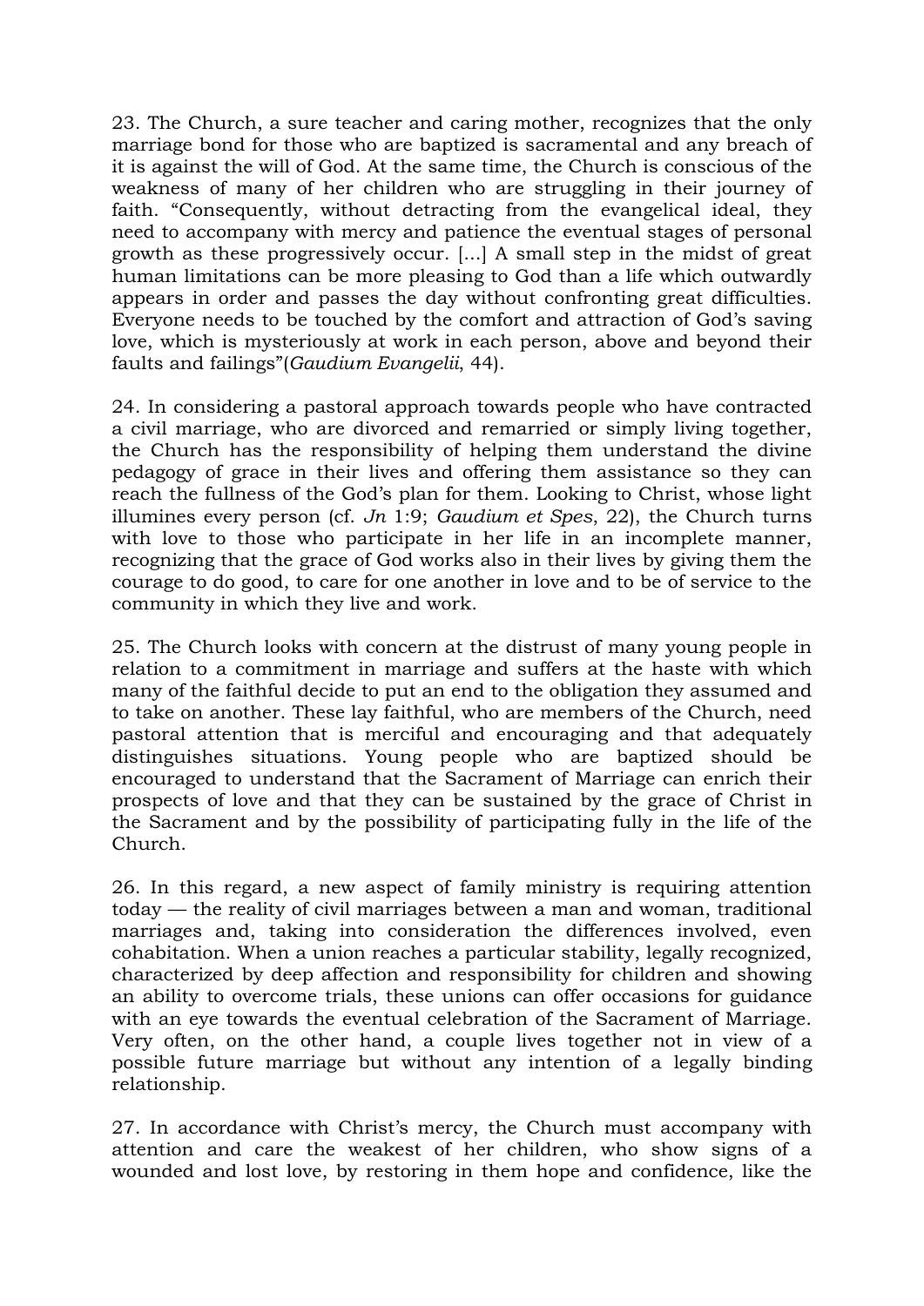23. The Church, a sure teacher and caring mother, recognizes that the only marriage bond for those who are baptized is sacramental and any breach of it is against the will of God. At the same time, the Church is conscious of the weakness of many of her children who are struggling in their journey of faith. "Consequently, without detracting from the evangelical ideal, they need to accompany with mercy and patience the eventual stages of personal growth as these progressively occur. [...] A small step in the midst of great human limitations can be more pleasing to God than a life which outwardly appears in order and passes the day without confronting great difficulties. Everyone needs to be touched by the comfort and attraction of God's saving love, which is mysteriously at work in each person, above and beyond their faults and failings"(*Gaudium Evangelii*, 44).

24. In considering a pastoral approach towards people who have contracted a civil marriage, who are divorced and remarried or simply living together, the Church has the responsibility of helping them understand the divine pedagogy of grace in their lives and offering them assistance so they can reach the fullness of the God's plan for them. Looking to Christ, whose light illumines every person (cf. *Jn* 1:9; *Gaudium et Spes*, 22), the Church turns with love to those who participate in her life in an incomplete manner, recognizing that the grace of God works also in their lives by giving them the courage to do good, to care for one another in love and to be of service to the community in which they live and work.

25. The Church looks with concern at the distrust of many young people in relation to a commitment in marriage and suffers at the haste with which many of the faithful decide to put an end to the obligation they assumed and to take on another. These lay faithful, who are members of the Church, need pastoral attention that is merciful and encouraging and that adequately distinguishes situations. Young people who are baptized should be encouraged to understand that the Sacrament of Marriage can enrich their prospects of love and that they can be sustained by the grace of Christ in the Sacrament and by the possibility of participating fully in the life of the Church.

26. In this regard, a new aspect of family ministry is requiring attention today — the reality of civil marriages between a man and woman, traditional marriages and, taking into consideration the differences involved, even cohabitation. When a union reaches a particular stability, legally recognized, characterized by deep affection and responsibility for children and showing an ability to overcome trials, these unions can offer occasions for guidance with an eye towards the eventual celebration of the Sacrament of Marriage. Very often, on the other hand, a couple lives together not in view of a possible future marriage but without any intention of a legally binding relationship.

27. In accordance with Christ's mercy, the Church must accompany with attention and care the weakest of her children, who show signs of a wounded and lost love, by restoring in them hope and confidence, like the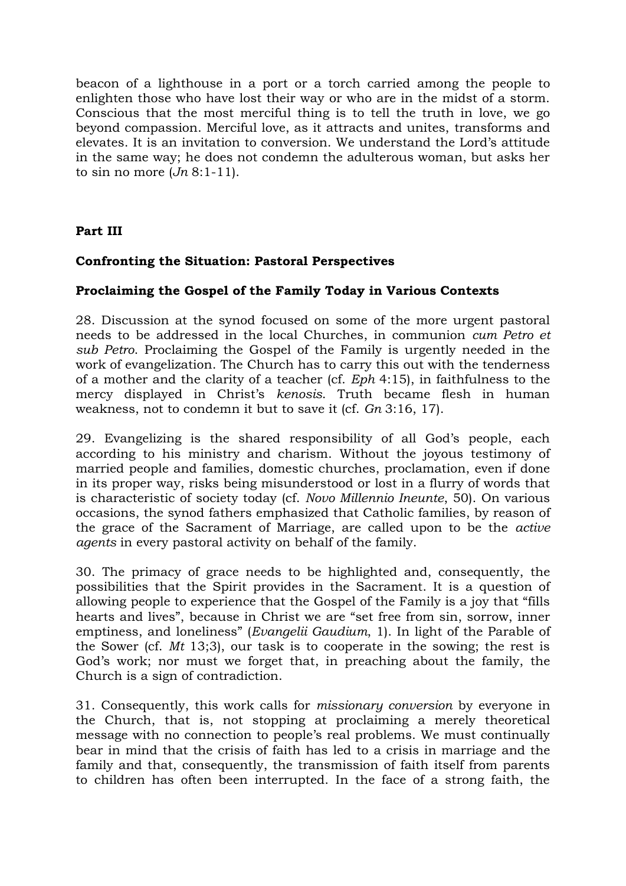beacon of a lighthouse in a port or a torch carried among the people to enlighten those who have lost their way or who are in the midst of a storm. Conscious that the most merciful thing is to tell the truth in love, we go beyond compassion. Merciful love, as it attracts and unites, transforms and elevates. It is an invitation to conversion. We understand the Lord's attitude in the same way; he does not condemn the adulterous woman, but asks her to sin no more (*Jn* 8:1-11).

## Part III

### Confronting the Situation: Pastoral Perspectives

### Proclaiming the Gospel of the Family Today in Various Contexts

28. Discussion at the synod focused on some of the more urgent pastoral needs to be addressed in the local Churches, in communion *cum Petro et sub Petro*. Proclaiming the Gospel of the Family is urgently needed in the work of evangelization. The Church has to carry this out with the tenderness of a mother and the clarity of a teacher (cf. *Eph* 4:15), in faithfulness to the mercy displayed in Christ's *kenosis*. Truth became flesh in human weakness, not to condemn it but to save it (cf. *Gn* 3:16, 17).

29. Evangelizing is the shared responsibility of all God's people, each according to his ministry and charism. Without the joyous testimony of married people and families, domestic churches, proclamation, even if done in its proper way, risks being misunderstood or lost in a flurry of words that is characteristic of society today (cf. *Novo Millennio Ineunte*, 50). On various occasions, the synod fathers emphasized that Catholic families, by reason of the grace of the Sacrament of Marriage, are called upon to be the *active agents* in every pastoral activity on behalf of the family.

30. The primacy of grace needs to be highlighted and, consequently, the possibilities that the Spirit provides in the Sacrament. It is a question of allowing people to experience that the Gospel of the Family is a joy that "fills hearts and lives", because in Christ we are "set free from sin, sorrow, inner emptiness, and loneliness" (*Evangelii Gaudium*, 1). In light of the Parable of the Sower (cf. *Mt* 13;3), our task is to cooperate in the sowing; the rest is God's work; nor must we forget that, in preaching about the family, the Church is a sign of contradiction.

31. Consequently, this work calls for *missionary conversion* by everyone in the Church, that is, not stopping at proclaiming a merely theoretical message with no connection to people's real problems. We must continually bear in mind that the crisis of faith has led to a crisis in marriage and the family and that, consequently, the transmission of faith itself from parents to children has often been interrupted. In the face of a strong faith, the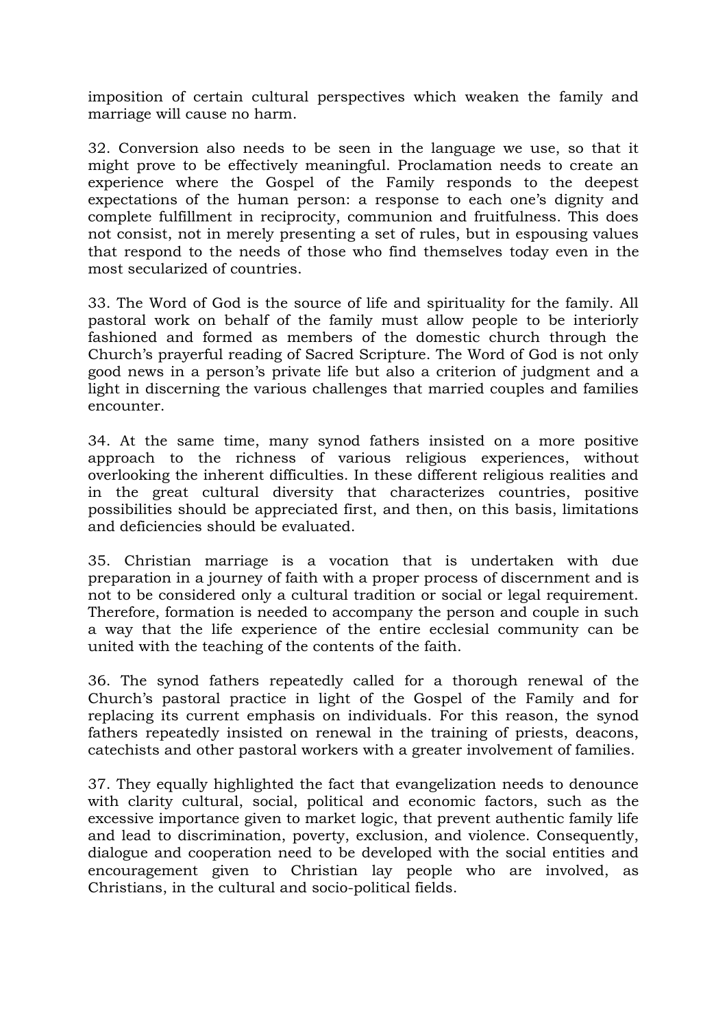imposition of certain cultural perspectives which weaken the family and marriage will cause no harm.

32. Conversion also needs to be seen in the language we use, so that it might prove to be effectively meaningful. Proclamation needs to create an experience where the Gospel of the Family responds to the deepest expectations of the human person: a response to each one's dignity and complete fulfillment in reciprocity, communion and fruitfulness. This does not consist, not in merely presenting a set of rules, but in espousing values that respond to the needs of those who find themselves today even in the most secularized of countries.

33. The Word of God is the source of life and spirituality for the family. All pastoral work on behalf of the family must allow people to be interiorly fashioned and formed as members of the domestic church through the Church's prayerful reading of Sacred Scripture. The Word of God is not only good news in a person's private life but also a criterion of judgment and a light in discerning the various challenges that married couples and families encounter.

34. At the same time, many synod fathers insisted on a more positive approach to the richness of various religious experiences, without overlooking the inherent difficulties. In these different religious realities and in the great cultural diversity that characterizes countries, positive possibilities should be appreciated first, and then, on this basis, limitations and deficiencies should be evaluated.

35. Christian marriage is a vocation that is undertaken with due preparation in a journey of faith with a proper process of discernment and is not to be considered only a cultural tradition or social or legal requirement. Therefore, formation is needed to accompany the person and couple in such a way that the life experience of the entire ecclesial community can be united with the teaching of the contents of the faith.

36. The synod fathers repeatedly called for a thorough renewal of the Church's pastoral practice in light of the Gospel of the Family and for replacing its current emphasis on individuals. For this reason, the synod fathers repeatedly insisted on renewal in the training of priests, deacons, catechists and other pastoral workers with a greater involvement of families.

37. They equally highlighted the fact that evangelization needs to denounce with clarity cultural, social, political and economic factors, such as the excessive importance given to market logic, that prevent authentic family life and lead to discrimination, poverty, exclusion, and violence. Consequently, dialogue and cooperation need to be developed with the social entities and encouragement given to Christian lay people who are involved, as Christians, in the cultural and socio-political fields.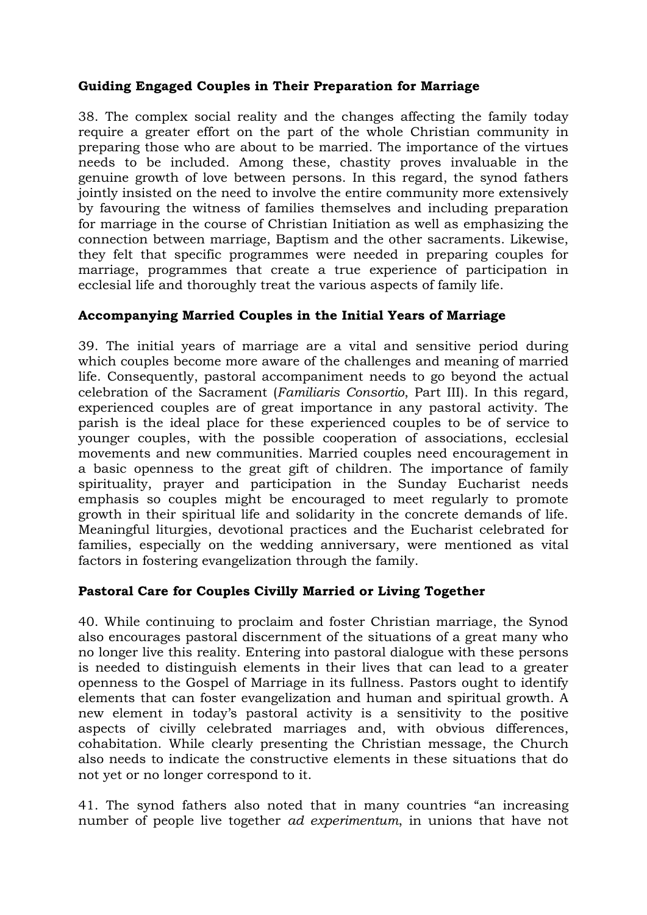**Guiding Engaged Couples in Their Preparation for Marriage**

38. The complex social reality and the changes affecting the family today require a greater effort on the part of the whole Christian community in preparing those who are about to be married. The importance of the virtues needs to be included. Among these, chastity proves invaluable in the genuine growth of love between persons. In this regard, the synod fathers jointly insisted on the need to involve the entire community more extensively by favouring the witness of families themselves and including preparation for marriage in the course of Christian Initiation as well as emphasizing the connection between marriage, Baptism and the other sacraments. Likewise, they felt that specific programmes were needed in preparing couples for marriage, programmes that create a true experience of participation in ecclesial life and thoroughly treat the various aspects of family life.

**Accompanying Married Couples in the Initial Years of Marriage**

39. The initial years of marriage are a vital and sensitive period during which couples become more aware of the challenges and meaning of married life. Consequently, pastoral accompaniment needs to go beyond the actual celebration of the Sacrament (*Familiaris Consortio*, Part III). In this regard, experienced couples are of great importance in any pastoral activity. The parish is the ideal place for these experienced couples to be of service to younger couples, with the possible cooperation of associations, ecclesial movements and new communities. Married couples need encouragement in a basic openness to the great gift of children. The importance of family spirituality, prayer and participation in the Sunday Eucharist needs emphasis so couples might be encouraged to meet regularly to promote growth in their spiritual life and solidarity in the concrete demands of life. Meaningful liturgies, devotional practices and the Eucharist celebrated for families, especially on the wedding anniversary, were mentioned as vital factors in fostering evangelization through the family.

**Pastoral Care for Couples Civilly Married or Living Together**

40. While continuing to proclaim and foster Christian marriage, the Synod also encourages pastoral discernment of the situations of a great many who no longer live this reality. Entering into pastoral dialogue with these persons is needed to distinguish elements in their lives that can lead to a greater openness to the Gospel of Marriage in its fullness. Pastors ought to identify elements that can foster evangelization and human and spiritual growth. A new element in today's pastoral activity is a sensitivity to the positive aspects of civilly celebrated marriages and, with obvious differences, cohabitation. While clearly presenting the Christian message, the Church also needs to indicate the constructive elements in these situations that do not yet or no longer correspond to it.

41. The synod fathers also noted that in many countries "an increasing number of people live together *ad experimentum*, in unions that have not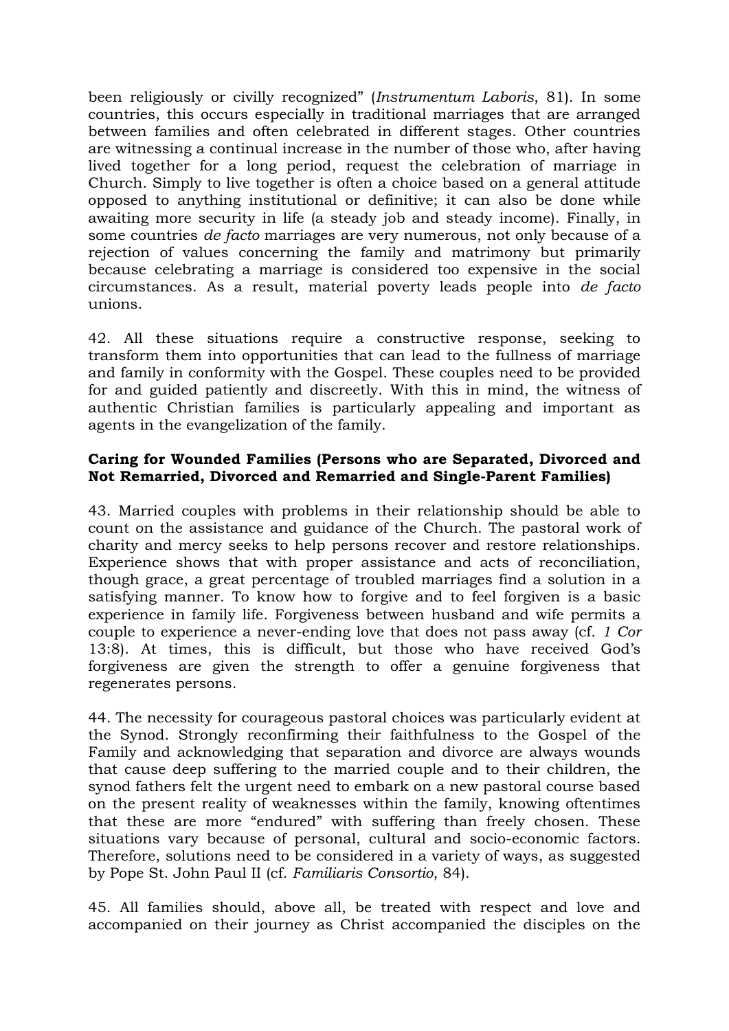been religiously or civilly recognized” (*Instrumentum Laboris*, 81). In some countries, this occurs especially in traditional marriages that are arranged between families and often celebrated in different stages. Other countries are witnessing a continual increase in the number of those who, after having lived together for a long period, request the celebration of marriage in Church. Simply to live together is often a choice based on a general attitude opposed to anything institutional or definitive; it can also be done while awaiting more security in life (a steady job and steady income). Finally, in some countries *de facto* marriages are very numerous, not only because of a rejection of values concerning the family and matrimony but primarily because celebrating a marriage is considered too expensive in the social circumstances. As a result, material poverty leads people into *de facto* unions.

42. All these situations require a constructive response, seeking to transform them into opportunities that can lead to the fullness of marriage and family in conformity with the Gospel. These couples need to be provided for and guided patiently and discreetly. With this in mind, the witness of authentic Christian families is particularly appealing and important as agents in the evangelization of the family.

**Caring for Wounded Families (Persons who are Separated, Divorced and Not Remarried, Divorced and Remarried and Single-Parent Families)**

43. Married couples with problems in their relationship should be able to count on the assistance and guidance of the Church. The pastoral work of charity and mercy seeks to help persons recover and restore relationships. Experience shows that with proper assistance and acts of reconciliation, though grace, a great percentage of troubled marriages find a solution in a satisfying manner. To know how to forgive and to feel forgiven is a basic experience in family life. Forgiveness between husband and wife permits a couple to experience a never-ending love that does not pass away (cf. *1 Cor* 13:8). At times, this is difficult, but those who have received God’s forgiveness are given the strength to offer a genuine forgiveness that regenerates persons.

44. The necessity for courageous pastoral choices was particularly evident at the Synod. Strongly reconfirming their faithfulness to the Gospel of the Family and acknowledging that separation and divorce are always wounds that cause deep suffering to the married couple and to their children, the synod fathers felt the urgent need to embark on a new pastoral course based on the present reality of weaknesses within the family, knowing oftentimes that these are more “endured” with suffering than freely chosen. These situations vary because of personal, cultural and socio-economic factors. Therefore, solutions need to be considered in a variety of ways, as suggested by Pope St. John Paul II (cf. *Familiaris Consortio*, 84).

45. All families should, above all, be treated with respect and love and accompanied on their journey as Christ accompanied the disciples on the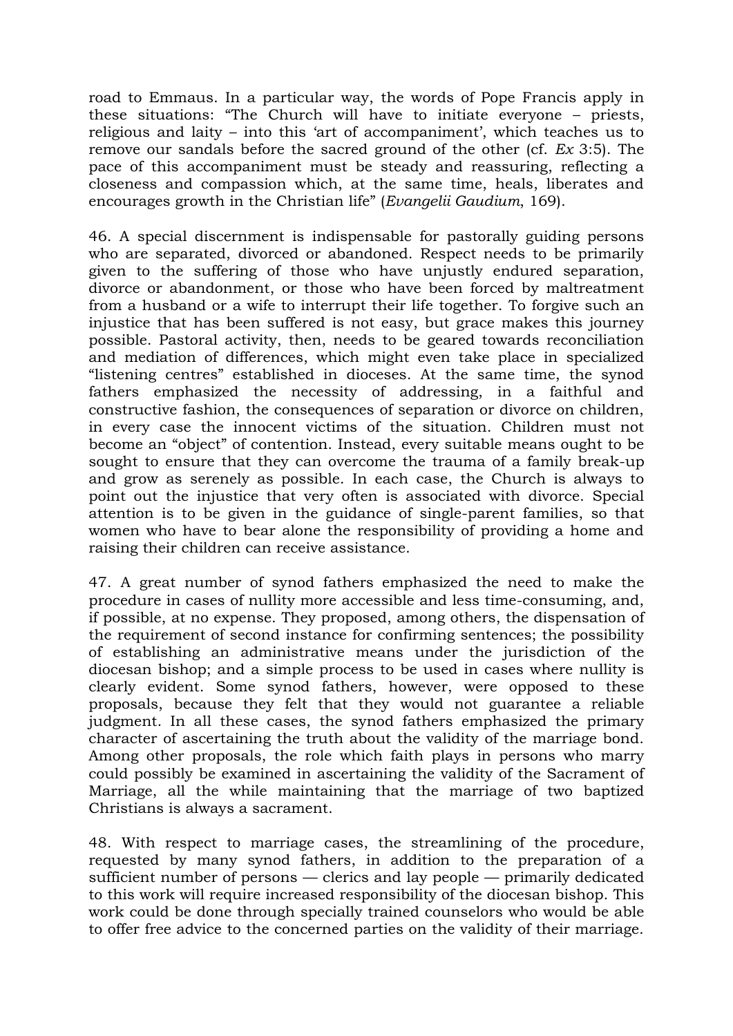road to Emmaus. In a particular way, the words of Pope Francis apply in these situations: "The Church will have to initiate everyone – priests, religious and laity – into this 'art of accompaniment', which teaches us to remove our sandals before the sacred ground of the other (cf. *Ex* 3:5). The pace of this accompaniment must be steady and reassuring, reflecting a closeness and compassion which, at the same time, heals, liberates and encourages growth in the Christian life" (*Evangelii Gaudium*, 169).

46. A special discernment is indispensable for pastorally guiding persons who are separated, divorced or abandoned. Respect needs to be primarily given to the suffering of those who have unjustly endured separation, divorce or abandonment, or those who have been forced by maltreatment from a husband or a wife to interrupt their life together. To forgive such an injustice that has been suffered is not easy, but grace makes this journey possible. Pastoral activity, then, needs to be geared towards reconciliation and mediation of differences, which might even take place in specialized "listening centres" established in dioceses. At the same time, the synod fathers emphasized the necessity of addressing, in a faithful and constructive fashion, the consequences of separation or divorce on children, in every case the innocent victims of the situation. Children must not become an "object" of contention. Instead, every suitable means ought to be sought to ensure that they can overcome the trauma of a family break-up and grow as serenely as possible. In each case, the Church is always to point out the injustice that very often is associated with divorce. Special attention is to be given in the guidance of single-parent families, so that women who have to bear alone the responsibility of providing a home and raising their children can receive assistance.

47. A great number of synod fathers emphasized the need to make the procedure in cases of nullity more accessible and less time-consuming, and, if possible, at no expense. They proposed, among others, the dispensation of the requirement of second instance for confirming sentences; the possibility of establishing an administrative means under the jurisdiction of the diocesan bishop; and a simple process to be used in cases where nullity is clearly evident. Some synod fathers, however, were opposed to these proposals, because they felt that they would not guarantee a reliable judgment. In all these cases, the synod fathers emphasized the primary character of ascertaining the truth about the validity of the marriage bond. Among other proposals, the role which faith plays in persons who marry could possibly be examined in ascertaining the validity of the Sacrament of Marriage, all the while maintaining that the marriage of two baptized Christians is always a sacrament.

48. With respect to marriage cases, the streamlining of the procedure, requested by many synod fathers, in addition to the preparation of a sufficient number of persons — clerics and lay people — primarily dedicated to this work will require increased responsibility of the diocesan bishop. This work could be done through specially trained counselors who would be able to offer free advice to the concerned parties on the validity of their marriage.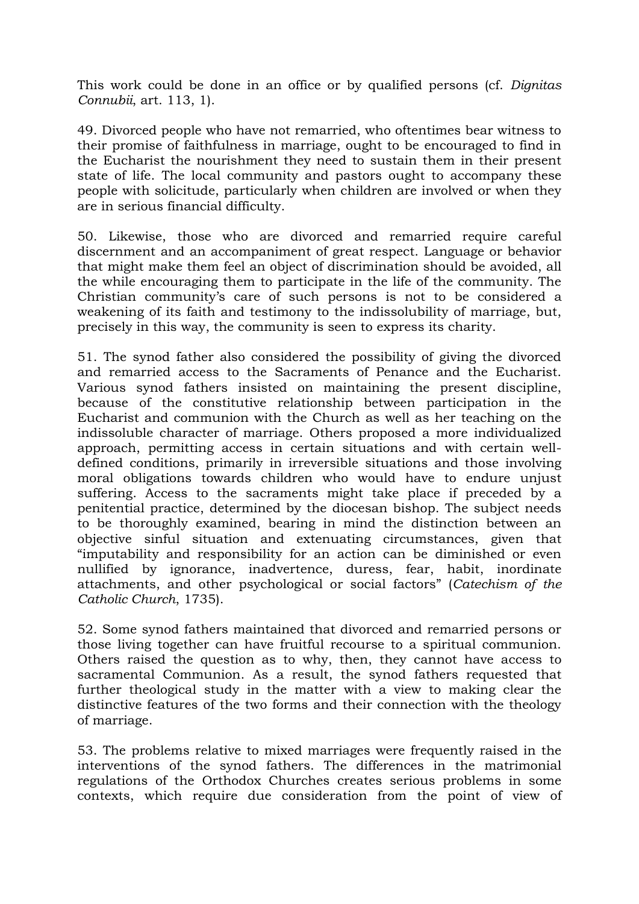This work could be done in an office or by qualified persons (cf. *Dignitas Connubii*, art. 113, 1).

49. Divorced people who have not remarried, who oftentimes bear witness to their promise of faithfulness in marriage, ought to be encouraged to find in the Eucharist the nourishment they need to sustain them in their present state of life. The local community and pastors ought to accompany these people with solicitude, particularly when children are involved or when they are in serious financial difficulty.

50. Likewise, those who are divorced and remarried require careful discernment and an accompaniment of great respect. Language or behavior that might make them feel an object of discrimination should be avoided, all the while encouraging them to participate in the life of the community. The Christian community's care of such persons is not to be considered a weakening of its faith and testimony to the indissolubility of marriage, but, precisely in this way, the community is seen to express its charity.

51. The synod father also considered the possibility of giving the divorced and remarried access to the Sacraments of Penance and the Eucharist. Various synod fathers insisted on maintaining the present discipline, because of the constitutive relationship between participation in the Eucharist and communion with the Church as well as her teaching on the indissoluble character of marriage. Others proposed a more individualized approach, permitting access in certain situations and with certain well-defined conditions, primarily in irreversible situations and those involving moral obligations towards children who would have to endure unjust suffering. Access to the sacraments might take place if preceded by a penitential practice, determined by the diocesan bishop. The subject needs to be thoroughly examined, bearing in mind the distinction between an objective sinful situation and extenuating circumstances, given that "imputability and responsibility for an action can be diminished or even nullified by ignorance, inadvertence, duress, fear, habit, inordinate attachments, and other psychological or social factors" (*Catechism of the Catholic Church*, 1735).

52. Some synod fathers maintained that divorced and remarried persons or those living together can have fruitful recourse to a spiritual communion. Others raised the question as to why, then, they cannot have access to sacramental Communion. As a result, the synod fathers requested that further theological study in the matter with a view to making clear the distinctive features of the two forms and their connection with the theology of marriage.

53. The problems relative to mixed marriages were frequently raised in the interventions of the synod fathers. The differences in the matrimonial regulations of the Orthodox Churches creates serious problems in some contexts, which require due consideration from the point of view of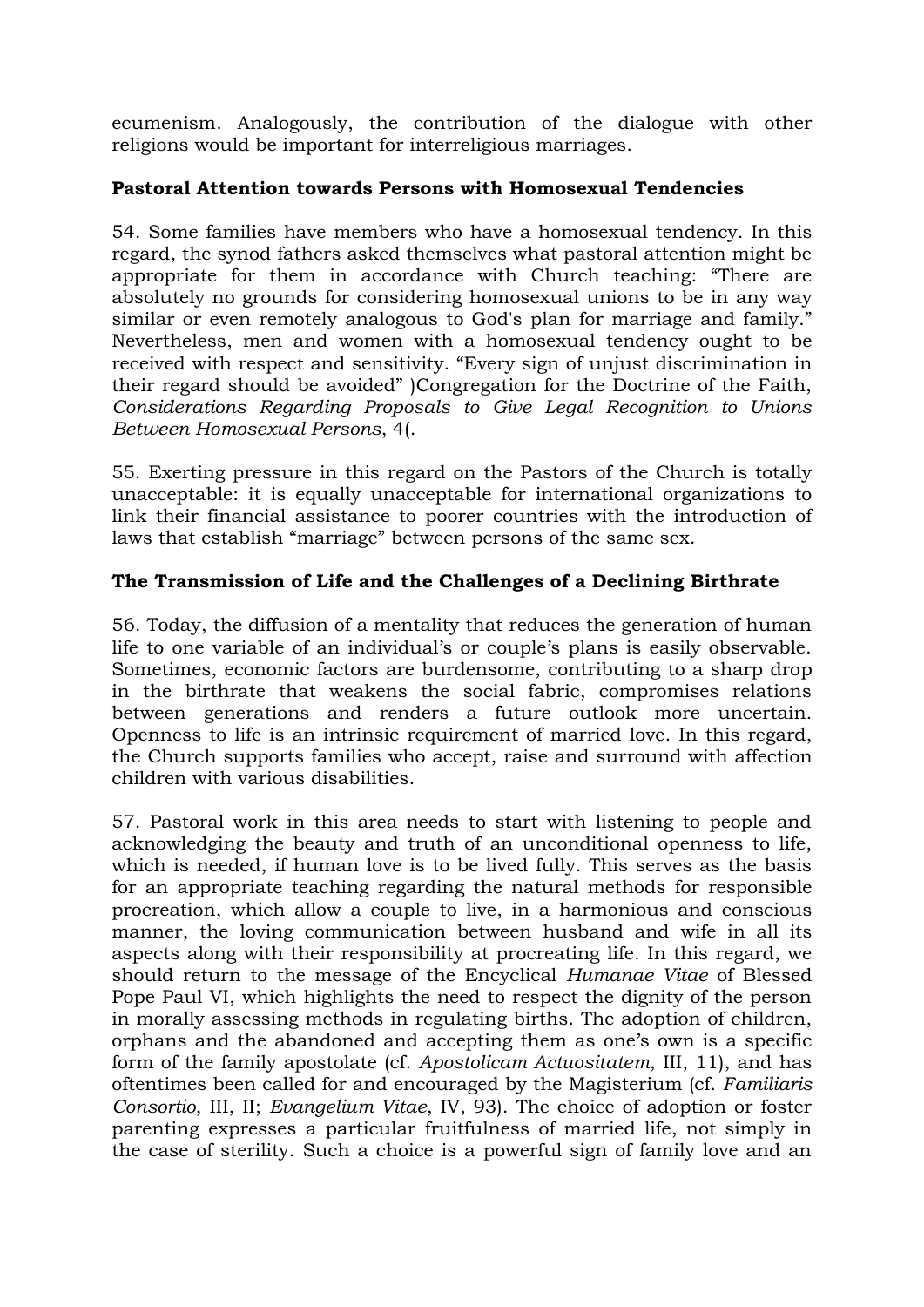ecumenism. Analogously, the contribution of the dialogue with other religions would be important for interreligious marriages.

**Pastoral Attention towards Persons with Homosexual Tendencies**

54. Some families have members who have a homosexual tendency. In this regard, the synod fathers asked themselves what pastoral attention might be appropriate for them in accordance with Church teaching: "There are absolutely no grounds for considering homosexual unions to be in any way similar or even remotely analogous to God's plan for marriage and family." Nevertheless, men and women with a homosexual tendency ought to be received with respect and sensitivity. "Every sign of unjust discrimination in their regard should be avoided" )Congregation for the Doctrine of the Faith, *Considerations Regarding Proposals to Give Legal Recognition to Unions Between Homosexual Persons*, 4(.

55. Exerting pressure in this regard on the Pastors of the Church is totally unacceptable: it is equally unacceptable for international organizations to link their financial assistance to poorer countries with the introduction of laws that establish "marriage" between persons of the same sex.

**The Transmission of Life and the Challenges of a Declining Birthrate**

56. Today, the diffusion of a mentality that reduces the generation of human life to one variable of an individual's or couple's plans is easily observable. Sometimes, economic factors are burdensome, contributing to a sharp drop in the birthrate that weakens the social fabric, compromises relations between generations and renders a future outlook more uncertain. Openness to life is an intrinsic requirement of married love. In this regard, the Church supports families who accept, raise and surround with affection children with various disabilities.

57. Pastoral work in this area needs to start with listening to people and acknowledging the beauty and truth of an unconditional openness to life, which is needed, if human love is to be lived fully. This serves as the basis for an appropriate teaching regarding the natural methods for responsible procreation, which allow a couple to live, in a harmonious and conscious manner, the loving communication between husband and wife in all its aspects along with their responsibility at procreating life. In this regard, we should return to the message of the Encyclical *Humanae Vitae* of Blessed Pope Paul VI, which highlights the need to respect the dignity of the person in morally assessing methods in regulating births. The adoption of children, orphans and the abandoned and accepting them as one's own is a specific form of the family apostolate (cf. *Apostolicam Actuositatem*, III, 11), and has oftentimes been called for and encouraged by the Magisterium (cf. *Familiaris Consortio*, III, II; *Evangelium Vitae*, IV, 93). The choice of adoption or foster parenting expresses a particular fruitfulness of married life, not simply in the case of sterility. Such a choice is a powerful sign of family love and an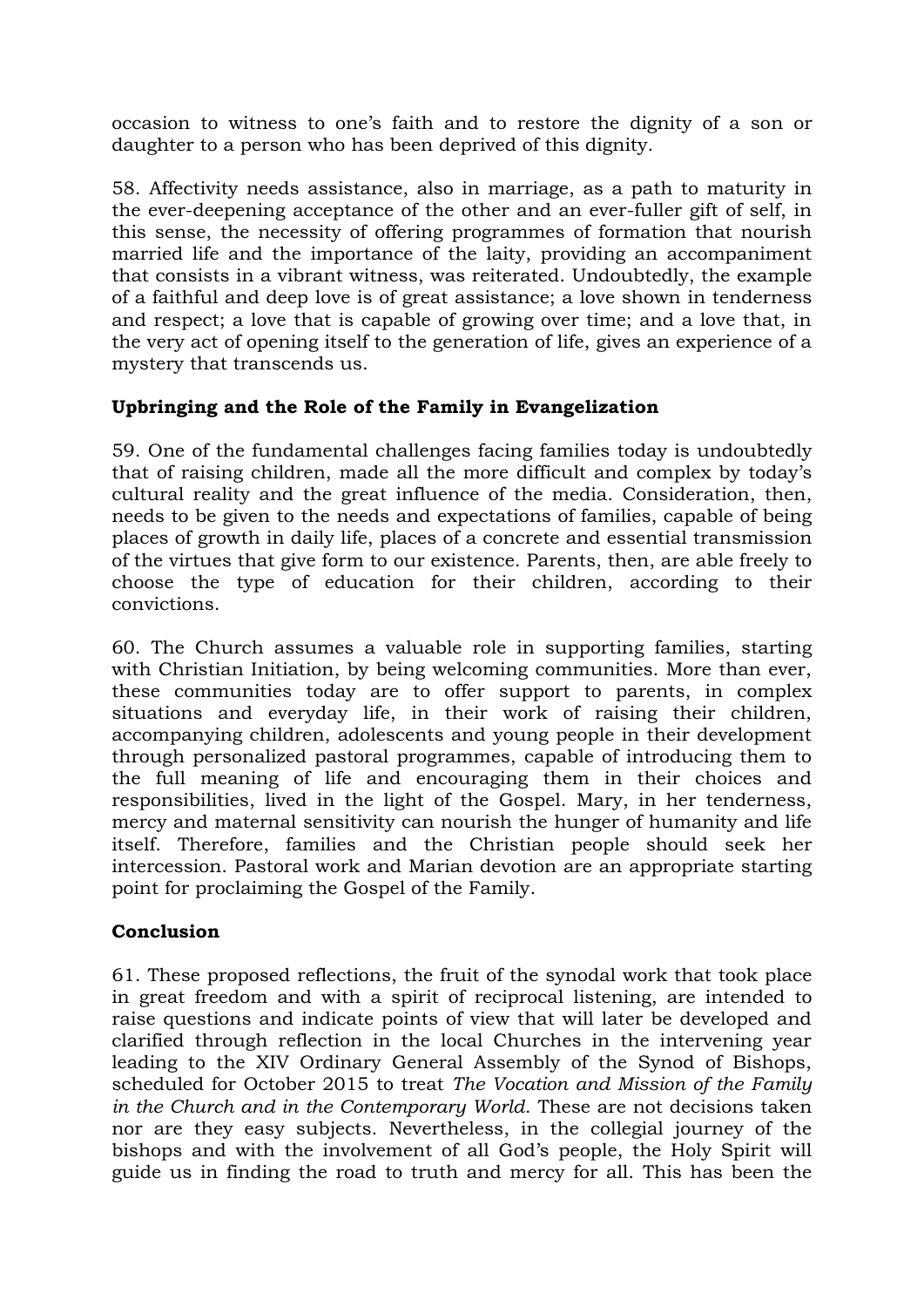occasion to witness to one's faith and to restore the dignity of a son or daughter to a person who has been deprived of this dignity.

58. Affectivity needs assistance, also in marriage, as a path to maturity in the ever-deepening acceptance of the other and an ever-fuller gift of self, in this sense, the necessity of offering programmes of formation that nourish married life and the importance of the laity, providing an accompaniment that consists in a vibrant witness, was reiterated. Undoubtedly, the example of a faithful and deep love is of great assistance; a love shown in tenderness and respect; a love that is capable of growing over time; and a love that, in the very act of opening itself to the generation of life, gives an experience of a mystery that transcends us.

### Upbringing and the Role of the Family in Evangelization

59. One of the fundamental challenges facing families today is undoubtedly that of raising children, made all the more difficult and complex by today's cultural reality and the great influence of the media. Consideration, then, needs to be given to the needs and expectations of families, capable of being places of growth in daily life, places of a concrete and essential transmission of the virtues that give form to our existence. Parents, then, are able freely to choose the type of education for their children, according to their convictions.

60. The Church assumes a valuable role in supporting families, starting with Christian Initiation, by being welcoming communities. More than ever, these communities today are to offer support to parents, in complex situations and everyday life, in their work of raising their children, accompanying children, adolescents and young people in their development through personalized pastoral programmes, capable of introducing them to the full meaning of life and encouraging them in their choices and responsibilities, lived in the light of the Gospel. Mary, in her tenderness, mercy and maternal sensitivity can nourish the hunger of humanity and life itself. Therefore, families and the Christian people should seek her intercession. Pastoral work and Marian devotion are an appropriate starting point for proclaiming the Gospel of the Family.

### Conclusion

61. These proposed reflections, the fruit of the synodal work that took place in great freedom and with a spirit of reciprocal listening, are intended to raise questions and indicate points of view that will later be developed and clarified through reflection in the local Churches in the intervening year leading to the XIV Ordinary General Assembly of the Synod of Bishops, scheduled for October 2015 to treat *The Vocation and Mission of the Family in the Church and in the Contemporary World*. These are not decisions taken nor are they easy subjects. Nevertheless, in the collegial journey of the bishops and with the involvement of all God's people, the Holy Spirit will guide us in finding the road to truth and mercy for all. This has been the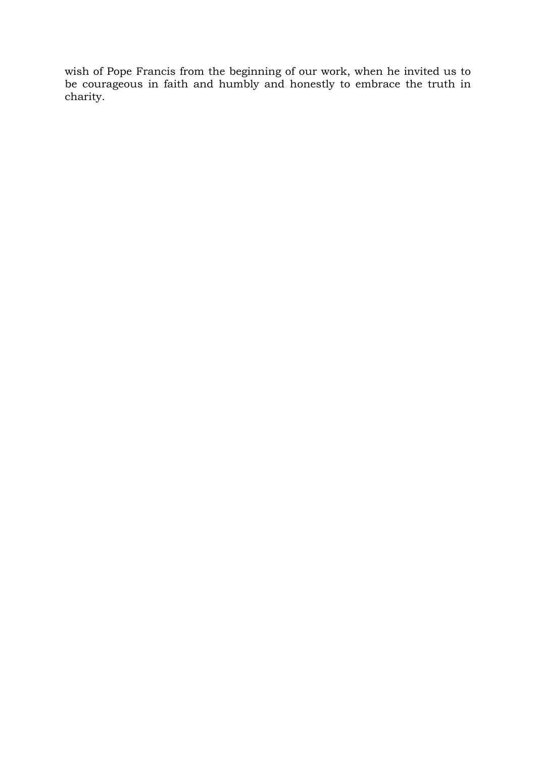wish of Pope Francis from the beginning of our work, when he invited us to be courageous in faith and humbly and honestly to embrace the truth in charity.